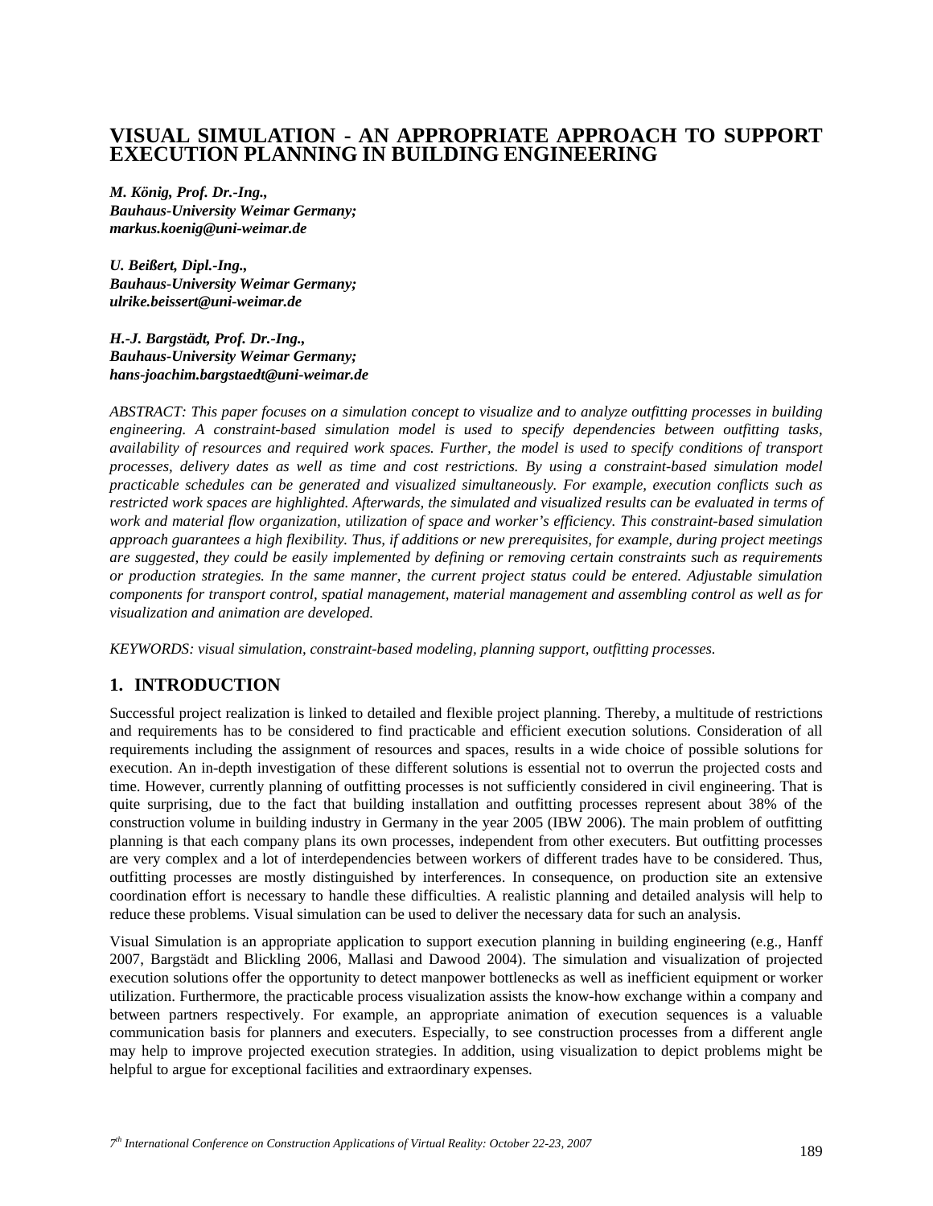# VISUAL SIMULATION - AN APPROPRIATE APPROACH TO SUPPORT EXECUTION PLANNING IN BUILDING ENGINEERING

***M. König, Prof. Dr.-Ing.,***
***Bauhaus-University Weimar Germany;***
***markus.koenig@uni-weimar.de***

***U. Beißert, Dipl.-Ing.,***
***Bauhaus-University Weimar Germany;***
***ulrike.beissert@uni-weimar.de***

***H.-J. Bargstädt, Prof. Dr.-Ing.,***
***Bauhaus-University Weimar Germany;***
***hans-joachim.bargstaedt@uni-weimar.de***

*ABSTRACT: This paper focuses on a simulation concept to visualize and to analyze outfitting processes in building engineering. A constraint-based simulation model is used to specify dependencies between outfitting tasks, availability of resources and required work spaces. Further, the model is used to specify conditions of transport processes, delivery dates as well as time and cost restrictions. By using a constraint-based simulation model practicable schedules can be generated and visualized simultaneously. For example, execution conflicts such as restricted work spaces are highlighted. Afterwards, the simulated and visualized results can be evaluated in terms of work and material flow organization, utilization of space and worker's efficiency. This constraint-based simulation approach guarantees a high flexibility. Thus, if additions or new prerequisites, for example, during project meetings are suggested, they could be easily implemented by defining or removing certain constraints such as requirements or production strategies. In the same manner, the current project status could be entered. Adjustable simulation components for transport control, spatial management, material management and assembling control as well as for visualization and animation are developed.*

*KEYWORDS: visual simulation, constraint-based modeling, planning support, outfitting processes.*

## 1. INTRODUCTION

Successful project realization is linked to detailed and flexible project planning. Thereby, a multitude of restrictions and requirements has to be considered to find practicable and efficient execution solutions. Consideration of all requirements including the assignment of resources and spaces, results in a wide choice of possible solutions for execution. An in-depth investigation of these different solutions is essential not to overrun the projected costs and time. However, currently planning of outfitting processes is not sufficiently considered in civil engineering. That is quite surprising, due to the fact that building installation and outfitting processes represent about 38% of the construction volume in building industry in Germany in the year 2005 (IBW 2006). The main problem of outfitting planning is that each company plans its own processes, independent from other executers. But outfitting processes are very complex and a lot of interdependencies between workers of different trades have to be considered. Thus, outfitting processes are mostly distinguished by interferences. In consequence, on production site an extensive coordination effort is necessary to handle these difficulties. A realistic planning and detailed analysis will help to reduce these problems. Visual simulation can be used to deliver the necessary data for such an analysis.

Visual Simulation is an appropriate application to support execution planning in building engineering (e.g., Hanff 2007, Bargstädt and Blickling 2006, Mallasi and Dawood 2004). The simulation and visualization of projected execution solutions offer the opportunity to detect manpower bottlenecks as well as inefficient equipment or worker utilization. Furthermore, the practicable process visualization assists the know-how exchange within a company and between partners respectively. For example, an appropriate animation of execution sequences is a valuable communication basis for planners and executers. Especially, to see construction processes from a different angle may help to improve projected execution strategies. In addition, using visualization to depict problems might be helpful to argue for exceptional facilities and extraordinary expenses.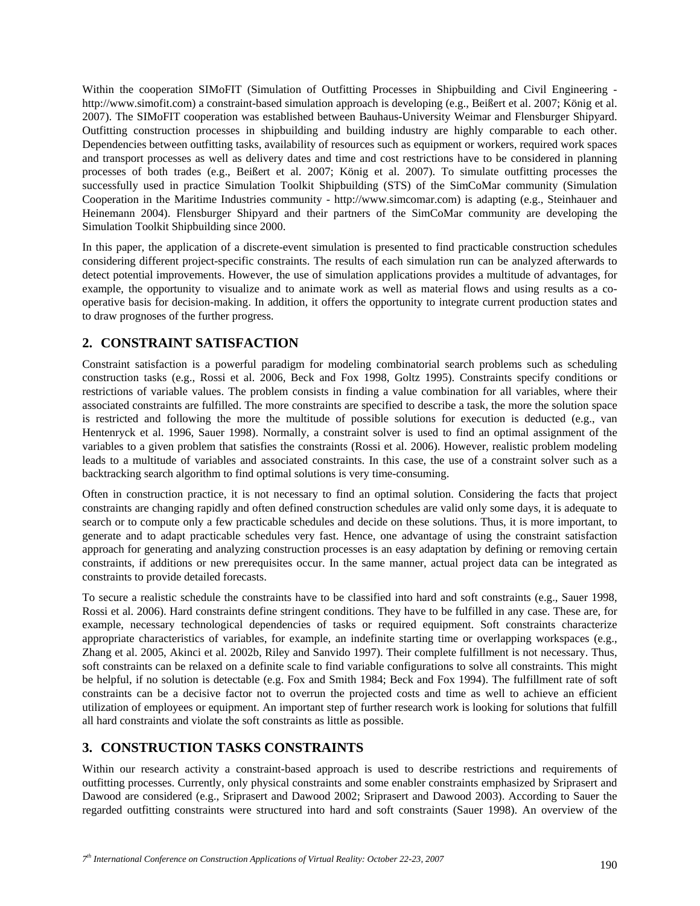Within the cooperation SIMoFIT (Simulation of Outfitting Processes in Shipbuilding and Civil Engineering - http://www.simofit.com) a constraint-based simulation approach is developing (e.g., Beißert et al. 2007; König et al. 2007). The SIMoFIT cooperation was established between Bauhaus-University Weimar and Flensburger Shipyard. Outfitting construction processes in shipbuilding and building industry are highly comparable to each other. Dependencies between outfitting tasks, availability of resources such as equipment or workers, required work spaces and transport processes as well as delivery dates and time and cost restrictions have to be considered in planning processes of both trades (e.g., Beißert et al. 2007; König et al. 2007). To simulate outfitting processes the successfully used in practice Simulation Toolkit Shipbuilding (STS) of the SimCoMar community (Simulation Cooperation in the Maritime Industries community - http://www.simcomar.com) is adapting (e.g., Steinhauer and Heinemann 2004). Flensburger Shipyard and their partners of the SimCoMar community are developing the Simulation Toolkit Shipbuilding since 2000.

In this paper, the application of a discrete-event simulation is presented to find practicable construction schedules considering different project-specific constraints. The results of each simulation run can be analyzed afterwards to detect potential improvements. However, the use of simulation applications provides a multitude of advantages, for example, the opportunity to visualize and to animate work as well as material flows and using results as a co-operative basis for decision-making. In addition, it offers the opportunity to integrate current production states and to draw prognoses of the further progress.

## 2. CONSTRAINT SATISFACTION

Constraint satisfaction is a powerful paradigm for modeling combinatorial search problems such as scheduling construction tasks (e.g., Rossi et al. 2006, Beck and Fox 1998, Goltz 1995). Constraints specify conditions or restrictions of variable values. The problem consists in finding a value combination for all variables, where their associated constraints are fulfilled. The more constraints are specified to describe a task, the more the solution space is restricted and following the more the multitude of possible solutions for execution is deducted (e.g., van Hentenryck et al. 1996, Sauer 1998). Normally, a constraint solver is used to find an optimal assignment of the variables to a given problem that satisfies the constraints (Rossi et al. 2006). However, realistic problem modeling leads to a multitude of variables and associated constraints. In this case, the use of a constraint solver such as a backtracking search algorithm to find optimal solutions is very time-consuming.

Often in construction practice, it is not necessary to find an optimal solution. Considering the facts that project constraints are changing rapidly and often defined construction schedules are valid only some days, it is adequate to search or to compute only a few practicable schedules and decide on these solutions. Thus, it is more important, to generate and to adapt practicable schedules very fast. Hence, one advantage of using the constraint satisfaction approach for generating and analyzing construction processes is an easy adaptation by defining or removing certain constraints, if additions or new prerequisites occur. In the same manner, actual project data can be integrated as constraints to provide detailed forecasts.

To secure a realistic schedule the constraints have to be classified into hard and soft constraints (e.g., Sauer 1998, Rossi et al. 2006). Hard constraints define stringent conditions. They have to be fulfilled in any case. These are, for example, necessary technological dependencies of tasks or required equipment. Soft constraints characterize appropriate characteristics of variables, for example, an indefinite starting time or overlapping workspaces (e.g., Zhang et al. 2005, Akinci et al. 2002b, Riley and Sanvido 1997). Their complete fulfillment is not necessary. Thus, soft constraints can be relaxed on a definite scale to find variable configurations to solve all constraints. This might be helpful, if no solution is detectable (e.g. Fox and Smith 1984; Beck and Fox 1994). The fulfillment rate of soft constraints can be a decisive factor not to overrun the projected costs and time as well to achieve an efficient utilization of employees or equipment. An important step of further research work is looking for solutions that fulfill all hard constraints and violate the soft constraints as little as possible.

## 3. CONSTRUCTION TASKS CONSTRAINTS

Within our research activity a constraint-based approach is used to describe restrictions and requirements of outfitting processes. Currently, only physical constraints and some enabler constraints emphasized by Sriprasert and Dawood are considered (e.g., Sriprasert and Dawood 2002; Sriprasert and Dawood 2003). According to Sauer the regarded outfitting constraints were structured into hard and soft constraints (Sauer 1998). An overview of the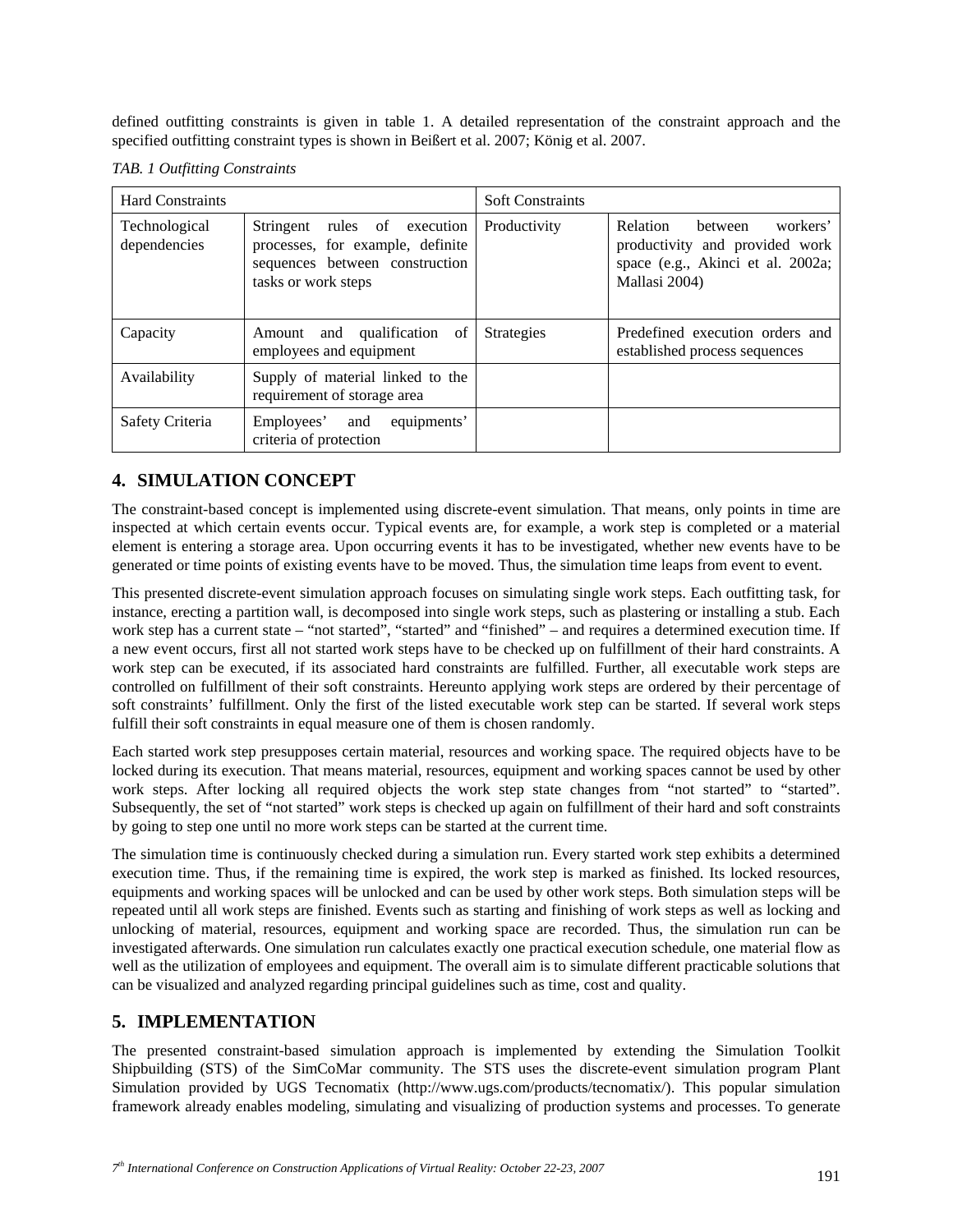defined outfitting constraints is given in table 1. A detailed representation of the constraint approach and the specified outfitting constraint types is shown in Beißert et al. 2007; König et al. 2007.

*TAB. 1 Outfitting Constraints*

| Hard Constraints | | Soft Constraints | |
|---|---|---|---|
| Technological dependencies | Stringent rules of execution processes, for example, definite sequences between construction tasks or work steps | Productivity | Relation between workers' productivity and provided work space (e.g., Akinci et al. 2002a; Mallasi 2004) |
| Capacity | Amount and qualification of employees and equipment | Strategies | Predefined execution orders and established process sequences |
| Availability | Supply of material linked to the requirement of storage area | | |
| Safety Criteria | Employees' and equipments' criteria of protection | | |

## 4. SIMULATION CONCEPT

The constraint-based concept is implemented using discrete-event simulation. That means, only points in time are inspected at which certain events occur. Typical events are, for example, a work step is completed or a material element is entering a storage area. Upon occurring events it has to be investigated, whether new events have to be generated or time points of existing events have to be moved. Thus, the simulation time leaps from event to event.

This presented discrete-event simulation approach focuses on simulating single work steps. Each outfitting task, for instance, erecting a partition wall, is decomposed into single work steps, such as plastering or installing a stub. Each work step has a current state – "not started", "started" and "finished" – and requires a determined execution time. If a new event occurs, first all not started work steps have to be checked up on fulfillment of their hard constraints. A work step can be executed, if its associated hard constraints are fulfilled. Further, all executable work steps are controlled on fulfillment of their soft constraints. Hereunto applying work steps are ordered by their percentage of soft constraints' fulfillment. Only the first of the listed executable work step can be started. If several work steps fulfill their soft constraints in equal measure one of them is chosen randomly.

Each started work step presupposes certain material, resources and working space. The required objects have to be locked during its execution. That means material, resources, equipment and working spaces cannot be used by other work steps. After locking all required objects the work step state changes from "not started" to "started". Subsequently, the set of "not started" work steps is checked up again on fulfillment of their hard and soft constraints by going to step one until no more work steps can be started at the current time.

The simulation time is continuously checked during a simulation run. Every started work step exhibits a determined execution time. Thus, if the remaining time is expired, the work step is marked as finished. Its locked resources, equipments and working spaces will be unlocked and can be used by other work steps. Both simulation steps will be repeated until all work steps are finished. Events such as starting and finishing of work steps as well as locking and unlocking of material, resources, equipment and working space are recorded. Thus, the simulation run can be investigated afterwards. One simulation run calculates exactly one practical execution schedule, one material flow as well as the utilization of employees and equipment. The overall aim is to simulate different practicable solutions that can be visualized and analyzed regarding principal guidelines such as time, cost and quality.

## 5. IMPLEMENTATION

The presented constraint-based simulation approach is implemented by extending the Simulation Toolkit Shipbuilding (STS) of the SimCoMar community. The STS uses the discrete-event simulation program Plant Simulation provided by UGS Tecnomatix (http://www.ugs.com/products/tecnomatix/). This popular simulation framework already enables modeling, simulating and visualizing of production systems and processes. To generate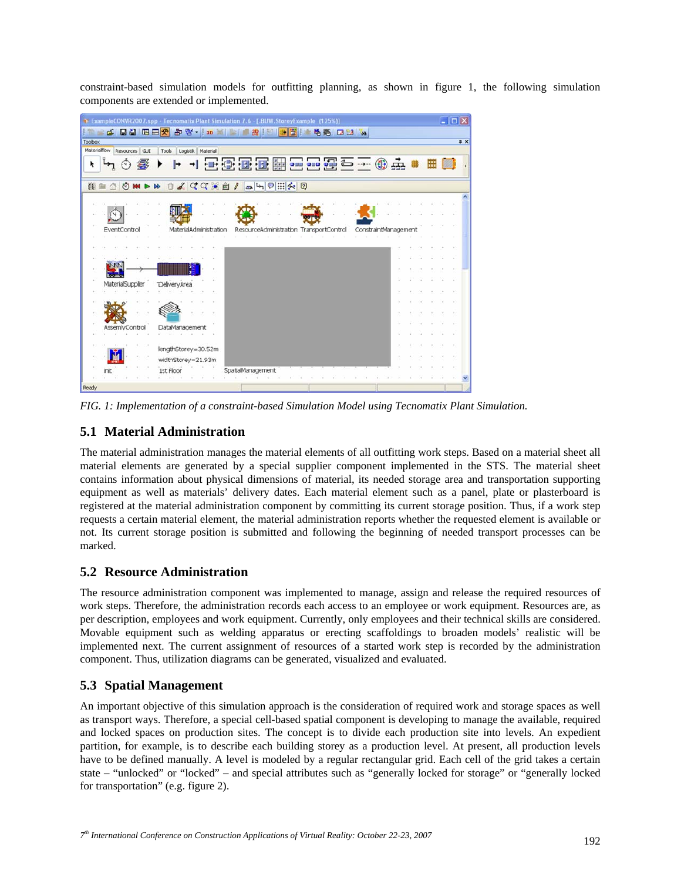constraint-based simulation models for outfitting planning, as shown in figure 1, the following simulation components are extended or implemented.

*FIG. 1: Implementation of a constraint-based Simulation Model using Tecnomatix Plant Simulation.*

## 5.1 Material Administration

The material administration manages the material elements of all outfitting work steps. Based on a material sheet all material elements are generated by a special supplier component implemented in the STS. The material sheet contains information about physical dimensions of material, its needed storage area and transportation supporting equipment as well as materials' delivery dates. Each material element such as a panel, plate or plasterboard is registered at the material administration component by committing its current storage position. Thus, if a work step requests a certain material element, the material administration reports whether the requested element is available or not. Its current storage position is submitted and following the beginning of needed transport processes can be marked.

## 5.2 Resource Administration

The resource administration component was implemented to manage, assign and release the required resources of work steps. Therefore, the administration records each access to an employee or work equipment. Resources are, as per description, employees and work equipment. Currently, only employees and their technical skills are considered. Movable equipment such as welding apparatus or erecting scaffoldings to broaden models' realistic will be implemented next. The current assignment of resources of a started work step is recorded by the administration component. Thus, utilization diagrams can be generated, visualized and evaluated.

## 5.3 Spatial Management

An important objective of this simulation approach is the consideration of required work and storage spaces as well as transport ways. Therefore, a special cell-based spatial component is developing to manage the available, required and locked spaces on production sites. The concept is to divide each production site into levels. An expedient partition, for example, is to describe each building storey as a production level. At present, all production levels have to be defined manually. A level is modeled by a regular rectangular grid. Each cell of the grid takes a certain state – "unlocked" or "locked" – and special attributes such as "generally locked for storage" or "generally locked for transportation" (e.g. figure 2).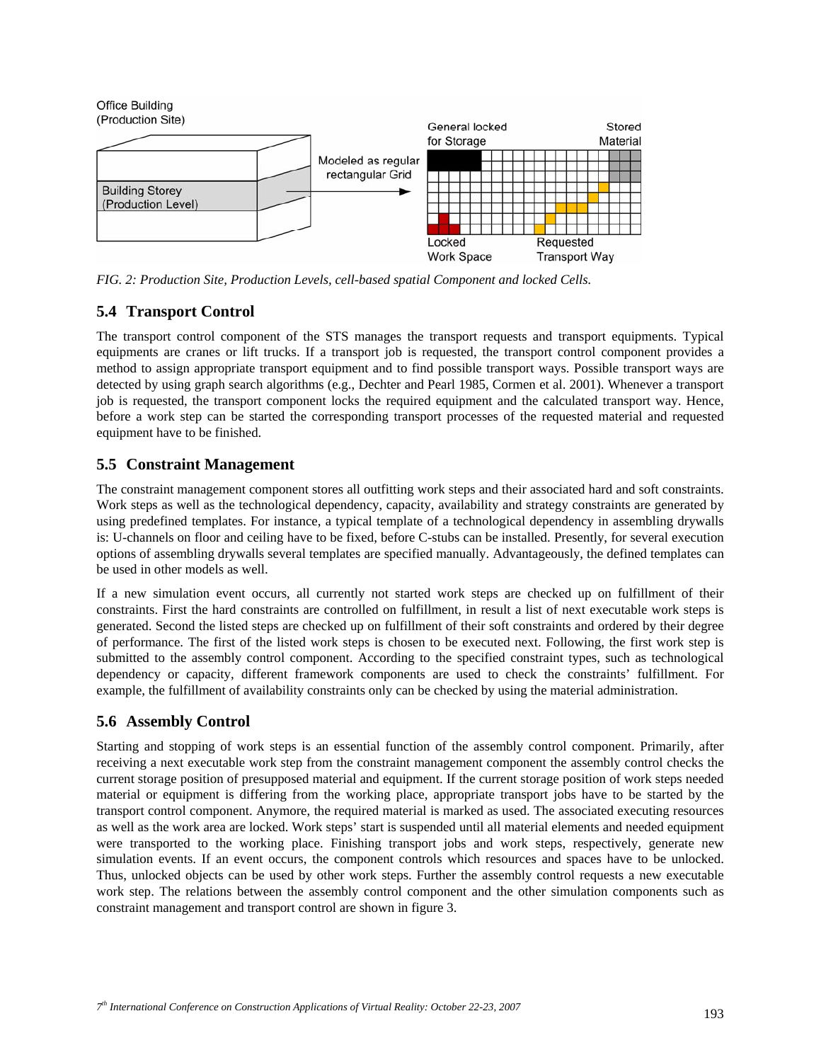FIG. 2: Production Site, Production Levels, cell-based spatial Component and locked Cells.

## 5.4 Transport Control

The transport control component of the STS manages the transport requests and transport equipments. Typical equipments are cranes or lift trucks. If a transport job is requested, the transport control component provides a method to assign appropriate transport equipment and to find possible transport ways. Possible transport ways are detected by using graph search algorithms (e.g., Dechter and Pearl 1985, Cormen et al. 2001). Whenever a transport job is requested, the transport component locks the required equipment and the calculated transport way. Hence, before a work step can be started the corresponding transport processes of the requested material and requested equipment have to be finished.

## 5.5 Constraint Management

The constraint management component stores all outfitting work steps and their associated hard and soft constraints. Work steps as well as the technological dependency, capacity, availability and strategy constraints are generated by using predefined templates. For instance, a typical template of a technological dependency in assembling drywalls is: U-channels on floor and ceiling have to be fixed, before C-stubs can be installed. Presently, for several execution options of assembling drywalls several templates are specified manually. Advantageously, the defined templates can be used in other models as well.

If a new simulation event occurs, all currently not started work steps are checked up on fulfillment of their constraints. First the hard constraints are controlled on fulfillment, in result a list of next executable work steps is generated. Second the listed steps are checked up on fulfillment of their soft constraints and ordered by their degree of performance. The first of the listed work steps is chosen to be executed next. Following, the first work step is submitted to the assembly control component. According to the specified constraint types, such as technological dependency or capacity, different framework components are used to check the constraints' fulfillment. For example, the fulfillment of availability constraints only can be checked by using the material administration.

## 5.6 Assembly Control

Starting and stopping of work steps is an essential function of the assembly control component. Primarily, after receiving a next executable work step from the constraint management component the assembly control checks the current storage position of presupposed material and equipment. If the current storage position of work steps needed material or equipment is differing from the working place, appropriate transport jobs have to be started by the transport control component. Anymore, the required material is marked as used. The associated executing resources as well as the work area are locked. Work steps' start is suspended until all material elements and needed equipment were transported to the working place. Finishing transport jobs and work steps, respectively, generate new simulation events. If an event occurs, the component controls which resources and spaces have to be unlocked. Thus, unlocked objects can be used by other work steps. Further the assembly control requests a new executable work step. The relations between the assembly control component and the other simulation components such as constraint management and transport control are shown in figure 3.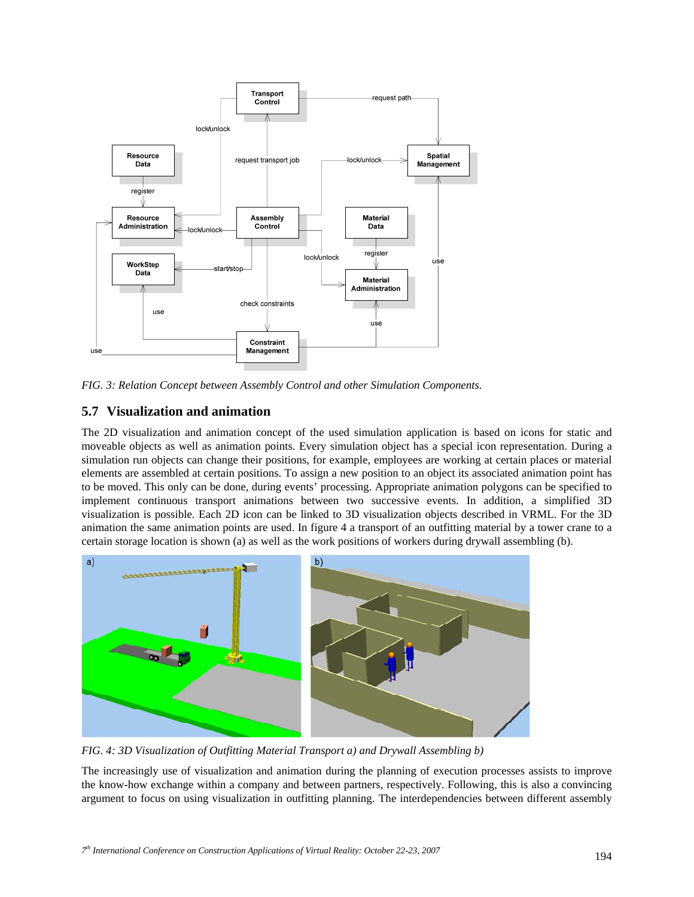*FIG. 3: Relation Concept between Assembly Control and other Simulation Components.*

## 5.7 Visualization and animation

The 2D visualization and animation concept of the used simulation application is based on icons for static and moveable objects as well as animation points. Every simulation object has a special icon representation. During a simulation run objects can change their positions, for example, employees are working at certain places or material elements are assembled at certain positions. To assign a new position to an object its associated animation point has to be moved. This only can be done, during events' processing. Appropriate animation polygons can be specified to implement continuous transport animations between two successive events. In addition, a simplified 3D visualization is possible. Each 2D icon can be linked to 3D visualization objects described in VRML. For the 3D animation the same animation points are used. In figure 4 a transport of an outfitting material by a tower crane to a certain storage location is shown (a) as well as the work positions of workers during drywall assembling (b).

*FIG. 4: 3D Visualization of Outfitting Material Transport a) and Drywall Assembling b)*

The increasingly use of visualization and animation during the planning of execution processes assists to improve the know-how exchange within a company and between partners, respectively. Following, this is also a convincing argument to focus on using visualization in outfitting planning. The interdependencies between different assembly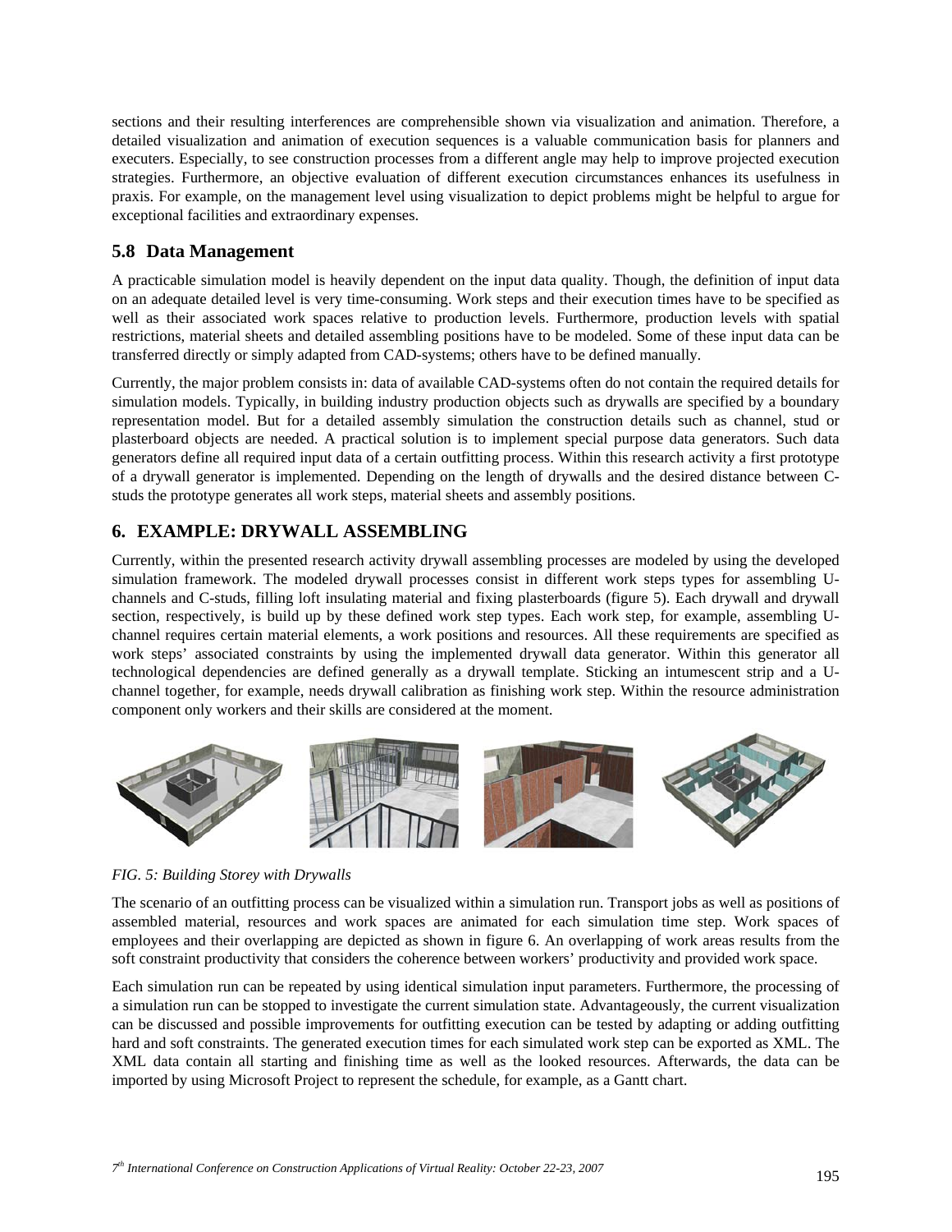sections and their resulting interferences are comprehensible shown via visualization and animation. Therefore, a detailed visualization and animation of execution sequences is a valuable communication basis for planners and executers. Especially, to see construction processes from a different angle may help to improve projected execution strategies. Furthermore, an objective evaluation of different execution circumstances enhances its usefulness in praxis. For example, on the management level using visualization to depict problems might be helpful to argue for exceptional facilities and extraordinary expenses.

## 5.8 Data Management

A practicable simulation model is heavily dependent on the input data quality. Though, the definition of input data on an adequate detailed level is very time-consuming. Work steps and their execution times have to be specified as well as their associated work spaces relative to production levels. Furthermore, production levels with spatial restrictions, material sheets and detailed assembling positions have to be modeled. Some of these input data can be transferred directly or simply adapted from CAD-systems; others have to be defined manually.

Currently, the major problem consists in: data of available CAD-systems often do not contain the required details for simulation models. Typically, in building industry production objects such as drywalls are specified by a boundary representation model. But for a detailed assembly simulation the construction details such as channel, stud or plasterboard objects are needed. A practical solution is to implement special purpose data generators. Such data generators define all required input data of a certain outfitting process. Within this research activity a first prototype of a drywall generator is implemented. Depending on the length of drywalls and the desired distance between C-studs the prototype generates all work steps, material sheets and assembly positions.

# 6. EXAMPLE: DRYWALL ASSEMBLING

Currently, within the presented research activity drywall assembling processes are modeled by using the developed simulation framework. The modeled drywall processes consist in different work steps types for assembling U-channels and C-studs, filling loft insulating material and fixing plasterboards (figure 5). Each drywall and drywall section, respectively, is build up by these defined work step types. Each work step, for example, assembling U-channel requires certain material elements, a work positions and resources. All these requirements are specified as work steps' associated constraints by using the implemented drywall data generator. Within this generator all technological dependencies are defined generally as a drywall template. Sticking an intumescent strip and a U-channel together, for example, needs drywall calibration as finishing work step. Within the resource administration component only workers and their skills are considered at the moment.

*FIG. 5: Building Storey with Drywalls*

The scenario of an outfitting process can be visualized within a simulation run. Transport jobs as well as positions of assembled material, resources and work spaces are animated for each simulation time step. Work spaces of employees and their overlapping are depicted as shown in figure 6. An overlapping of work areas results from the soft constraint productivity that considers the coherence between workers' productivity and provided work space.

Each simulation run can be repeated by using identical simulation input parameters. Furthermore, the processing of a simulation run can be stopped to investigate the current simulation state. Advantageously, the current visualization can be discussed and possible improvements for outfitting execution can be tested by adapting or adding outfitting hard and soft constraints. The generated execution times for each simulated work step can be exported as XML. The XML data contain all starting and finishing time as well as the looked resources. Afterwards, the data can be imported by using Microsoft Project to represent the schedule, for example, as a Gantt chart.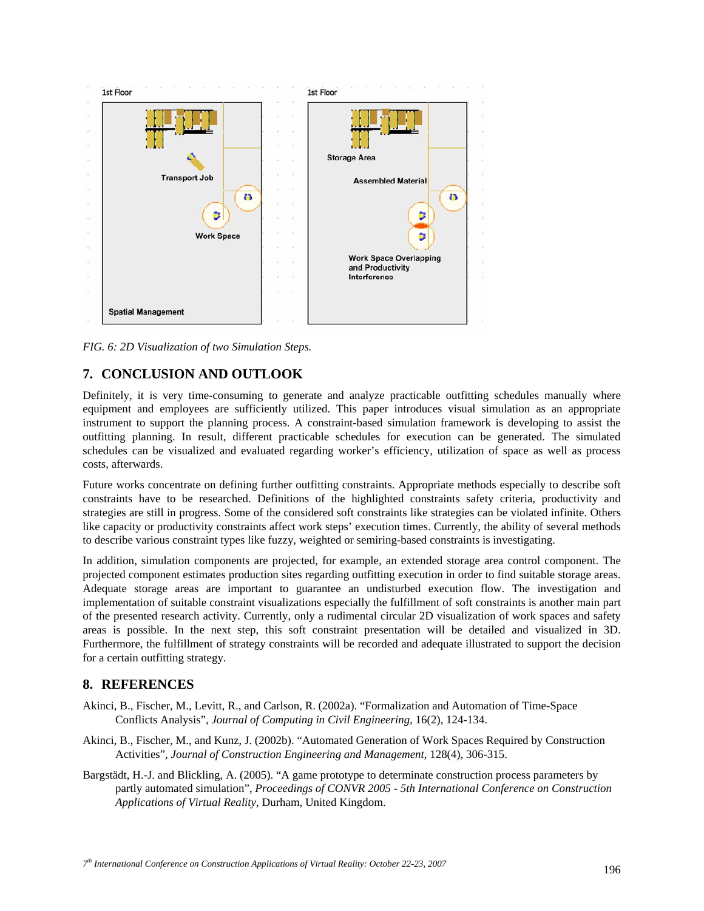FIG. 6: 2D Visualization of two Simulation Steps.

## 7. CONCLUSION AND OUTLOOK

Definitely, it is very time-consuming to generate and analyze practicable outfitting schedules manually where equipment and employees are sufficiently utilized. This paper introduces visual simulation as an appropriate instrument to support the planning process. A constraint-based simulation framework is developing to assist the outfitting planning. In result, different practicable schedules for execution can be generated. The simulated schedules can be visualized and evaluated regarding worker's efficiency, utilization of space as well as process costs, afterwards.

Future works concentrate on defining further outfitting constraints. Appropriate methods especially to describe soft constraints have to be researched. Definitions of the highlighted constraints safety criteria, productivity and strategies are still in progress. Some of the considered soft constraints like strategies can be violated infinite. Others like capacity or productivity constraints affect work steps' execution times. Currently, the ability of several methods to describe various constraint types like fuzzy, weighted or semiring-based constraints is investigating.

In addition, simulation components are projected, for example, an extended storage area control component. The projected component estimates production sites regarding outfitting execution in order to find suitable storage areas. Adequate storage areas are important to guarantee an undisturbed execution flow. The investigation and implementation of suitable constraint visualizations especially the fulfillment of soft constraints is another main part of the presented research activity. Currently, only a rudimental circular 2D visualization of work spaces and safety areas is possible. In the next step, this soft constraint presentation will be detailed and visualized in 3D. Furthermore, the fulfillment of strategy constraints will be recorded and adequate illustrated to support the decision for a certain outfitting strategy.

## 8. REFERENCES

Akinci, B., Fischer, M., Levitt, R., and Carlson, R. (2002a). "Formalization and Automation of Time-Space Conflicts Analysis", *Journal of Computing in Civil Engineering*, 16(2), 124-134.

Akinci, B., Fischer, M., and Kunz, J. (2002b). "Automated Generation of Work Spaces Required by Construction Activities", *Journal of Construction Engineering and Management*, 128(4), 306-315.

Bargstädt, H.-J. and Blickling, A. (2005). "A game prototype to determinate construction process parameters by partly automated simulation", *Proceedings of CONVR 2005 - 5th International Conference on Construction Applications of Virtual Reality*, Durham, United Kingdom.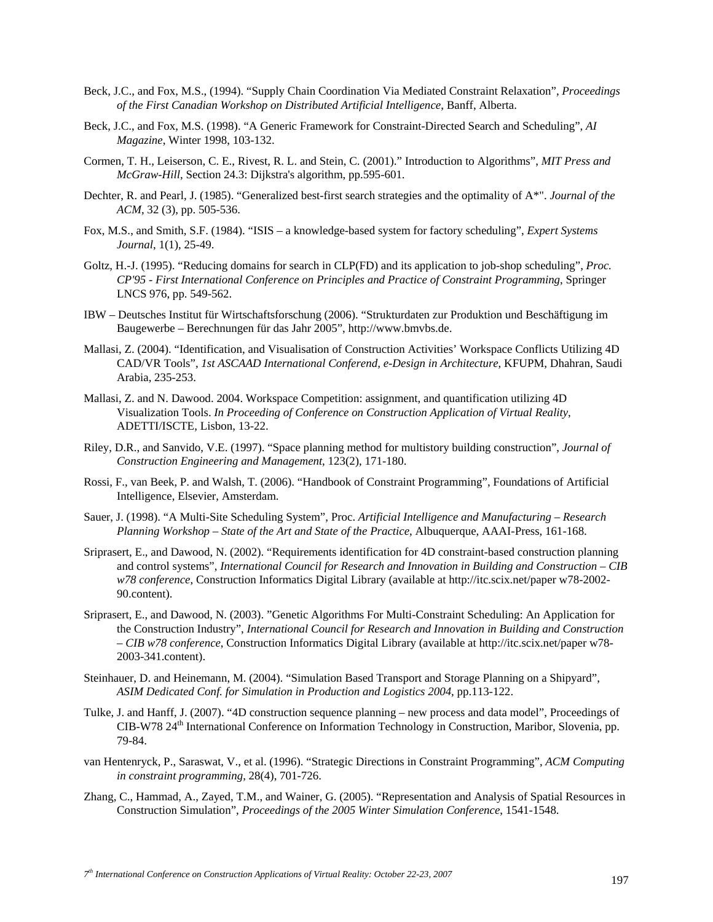Beck, J.C., and Fox, M.S., (1994). “Supply Chain Coordination Via Mediated Constraint Relaxation”, *Proceedings of the First Canadian Workshop on Distributed Artificial Intelligence*, Banff, Alberta.

Beck, J.C., and Fox, M.S. (1998). “A Generic Framework for Constraint-Directed Search and Scheduling”, *AI Magazine*, Winter 1998, 103-132.

Cormen, T. H., Leiserson, C. E., Rivest, R. L. and Stein, C. (2001).” Introduction to Algorithms”, *MIT Press and McGraw-Hill*, Section 24.3: Dijkstra's algorithm, pp.595-601.

Dechter, R. and Pearl, J. (1985). “Generalized best-first search strategies and the optimality of A*". *Journal of the ACM*, 32 (3), pp. 505-536.

Fox, M.S., and Smith, S.F. (1984). “ISIS – a knowledge-based system for factory scheduling”, *Expert Systems Journal*, 1(1), 25-49.

Goltz, H.-J. (1995). “Reducing domains for search in CLP(FD) and its application to job-shop scheduling”, *Proc. CP'95 - First International Conference on Principles and Practice of Constraint Programming*, Springer LNCS 976, pp. 549-562.

IBW – Deutsches Institut für Wirtschaftsforschung (2006). “Strukturdaten zur Produktion und Beschäftigung im Baugewerbe – Berechnungen für das Jahr 2005”, http://www.bmvbs.de.

Mallasi, Z. (2004). “Identification, and Visualisation of Construction Activities’ Workspace Conflicts Utilizing 4D CAD/VR Tools”, *1st ASCAAD International Conferend, e-Design in Architecture*, KFUPM, Dhahran, Saudi Arabia, 235-253.

Mallasi, Z. and N. Dawood. 2004. Workspace Competition: assignment, and quantification utilizing 4D Visualization Tools. *In Proceeding of Conference on Construction Application of Virtual Reality*, ADETTI/ISCTE, Lisbon, 13-22.

Riley, D.R., and Sanvido, V.E. (1997). “Space planning method for multistory building construction”, *Journal of Construction Engineering and Management*, 123(2), 171-180.

Rossi, F., van Beek, P. and Walsh, T. (2006). “Handbook of Constraint Programming”, Foundations of Artificial Intelligence, Elsevier, Amsterdam.

Sauer, J. (1998). “A Multi-Site Scheduling System”, Proc. *Artificial Intelligence and Manufacturing – Research Planning Workshop – State of the Art and State of the Practice*, Albuquerque, AAAI-Press, 161-168.

Sriprasert, E., and Dawood, N. (2002). “Requirements identification for 4D constraint-based construction planning and control systems”, *International Council for Research and Innovation in Building and Construction – CIB w78 conference*, Construction Informatics Digital Library (available at http://itc.scix.net/paper w78-2002-90.content).

Sriprasert, E., and Dawood, N. (2003). ”Genetic Algorithms For Multi-Constraint Scheduling: An Application for the Construction Industry”, *International Council for Research and Innovation in Building and Construction – CIB w78 conference*, Construction Informatics Digital Library (available at http://itc.scix.net/paper w78-2003-341.content).

Steinhauer, D. and Heinemann, M. (2004). “Simulation Based Transport and Storage Planning on a Shipyard”, *ASIM Dedicated Conf. for Simulation in Production and Logistics 2004*, pp.113-122.

Tulke, J. and Hanff, J. (2007). “4D construction sequence planning – new process and data model”, Proceedings of CIB-W78 24th International Conference on Information Technology in Construction, Maribor, Slovenia, pp. 79-84.

van Hentenryck, P., Saraswat, V., et al. (1996). “Strategic Directions in Constraint Programming”, *ACM Computing in constraint programming*, 28(4), 701-726.

Zhang, C., Hammad, A., Zayed, T.M., and Wainer, G. (2005). “Representation and Analysis of Spatial Resources in Construction Simulation”, *Proceedings of the 2005 Winter Simulation Conference*, 1541-1548.